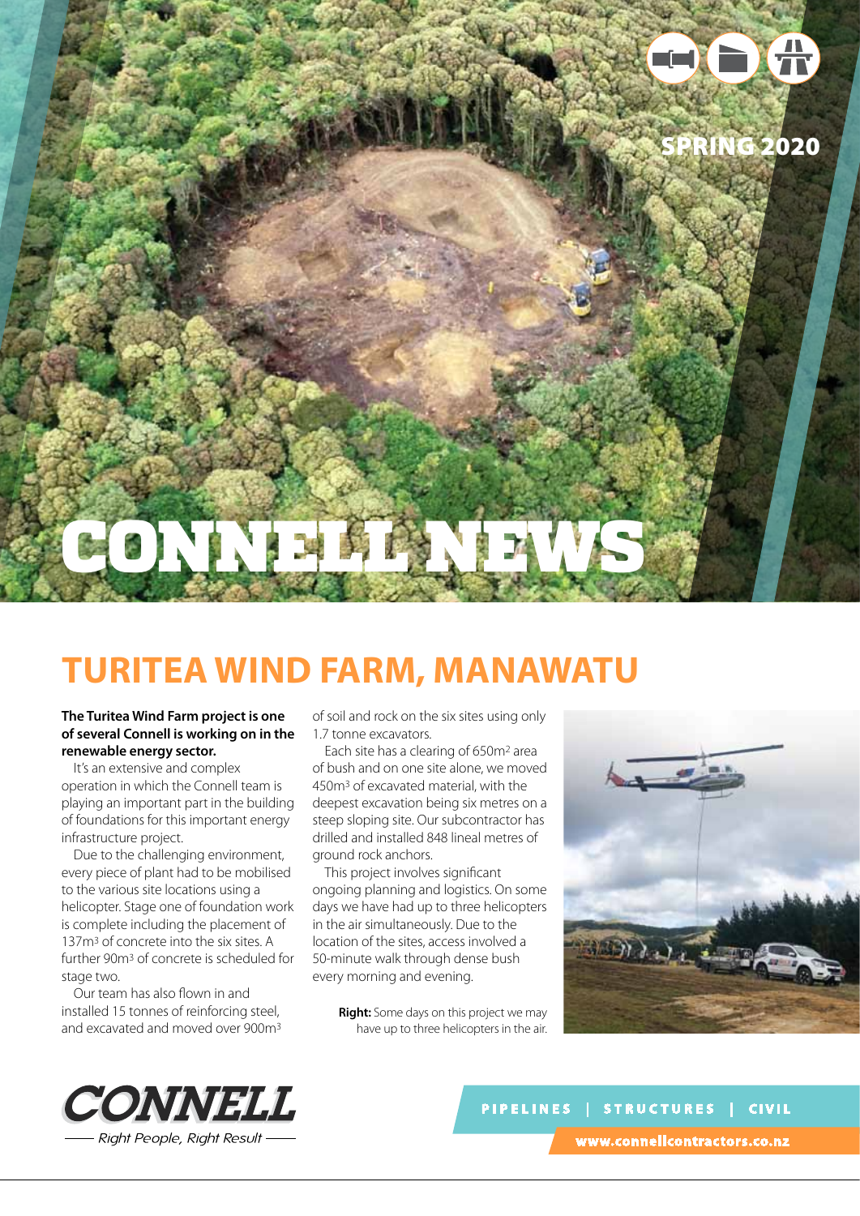SPRING 2020

# CONNELL NEWS

## TURITEA WIND FARM, MANAWATU

**The Turitea Wind Farm project is one of several Connell is working on in the renewable energy sector.**

It's an extensive and complex operation in which the Connell team is playing an important part in the building of foundations for this important energy infrastructure project.

Due to the challenging environment, every piece of plant had to be mobilised to the various site locations using a helicopter. Stage one of foundation work is complete including the placement of 137m³ of concrete into the six sites. A further 90m³ of concrete is scheduled for stage two.

Our team has also flown in and installed 15 tonnes of reinforcing steel, and excavated and moved over 900m³ of soil and rock on the six sites using only 1.7 tonne excavators.

Each site has a clearing of 650m² area of bush and on one site alone, we moved 450m³ of excavated material, with the deepest excavation being six metres on a steep sloping site. Our subcontractor has drilled and installed 848 lineal metres of ground rock anchors.

This project involves significant ongoing planning and logistics. On some days we have had up to three helicopters in the air simultaneously. Due to the location of the sites, access involved a 50-minute walk through dense bush every morning and evening.

**Right:** Some days on this project we may have up to three helicopters in the air.

**CONNELL**
*Right People, Right Result*

PIPELINES | STRUCTURES | CIVIL

www.connellcontractors.co.nz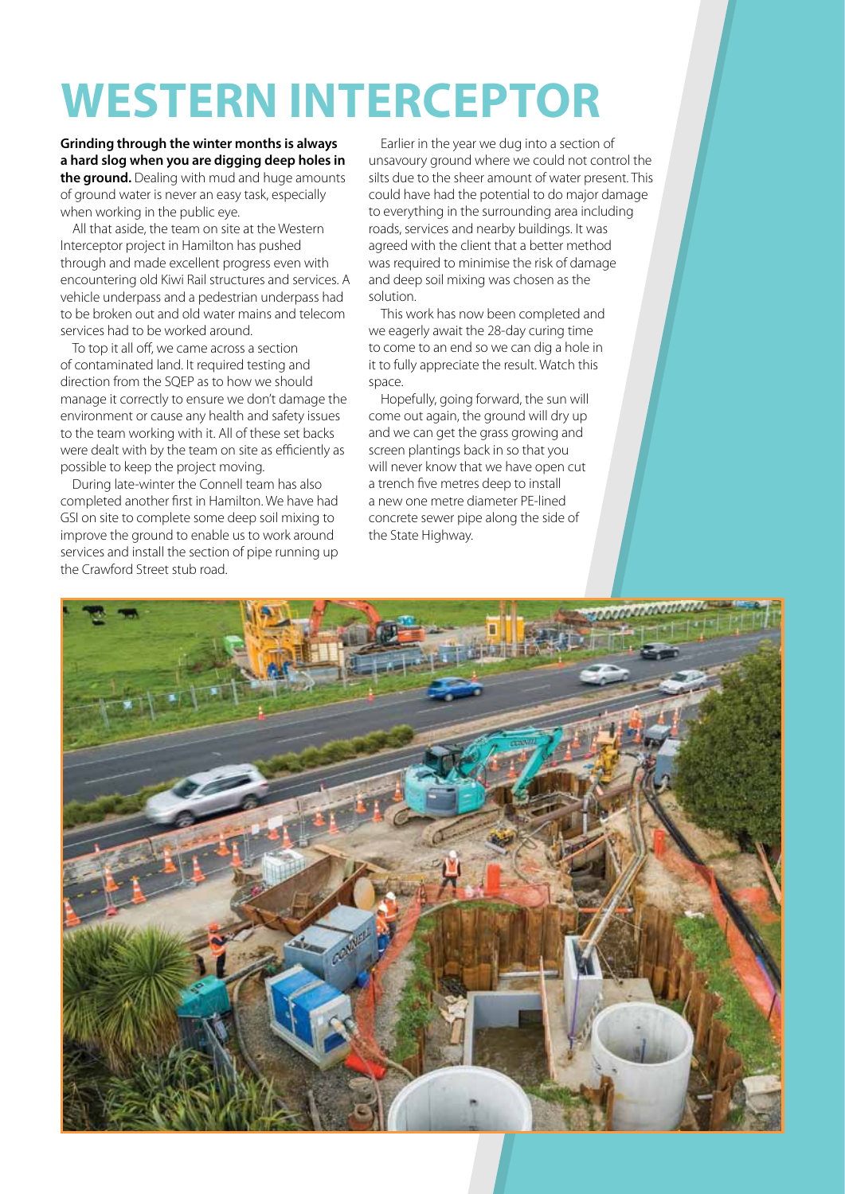# WESTERN INTERCEPTOR

**Grinding through the winter months is always a hard slog when you are digging deep holes in the ground.** Dealing with mud and huge amounts of ground water is never an easy task, especially when working in the public eye.

All that aside, the team on site at the Western Interceptor project in Hamilton has pushed through and made excellent progress even with encountering old Kiwi Rail structures and services. A vehicle underpass and a pedestrian underpass had to be broken out and old water mains and telecom services had to be worked around.

To top it all off, we came across a section of contaminated land. It required testing and direction from the SQEP as to how we should manage it correctly to ensure we don't damage the environment or cause any health and safety issues to the team working with it. All of these set backs were dealt with by the team on site as efficiently as possible to keep the project moving.

During late-winter the Connell team has also completed another first in Hamilton. We have had GSI on site to complete some deep soil mixing to improve the ground to enable us to work around services and install the section of pipe running up the Crawford Street stub road.

Earlier in the year we dug into a section of unsavoury ground where we could not control the silts due to the sheer amount of water present. This could have had the potential to do major damage to everything in the surrounding area including roads, services and nearby buildings. It was agreed with the client that a better method was required to minimise the risk of damage and deep soil mixing was chosen as the solution.

This work has now been completed and we eagerly await the 28-day curing time to come to an end so we can dig a hole in it to fully appreciate the result. Watch this space.

Hopefully, going forward, the sun will come out again, the ground will dry up and we can get the grass growing and screen plantings back in so that you will never know that we have open cut a trench five metres deep to install a new one metre diameter PE-lined concrete sewer pipe along the side of the State Highway.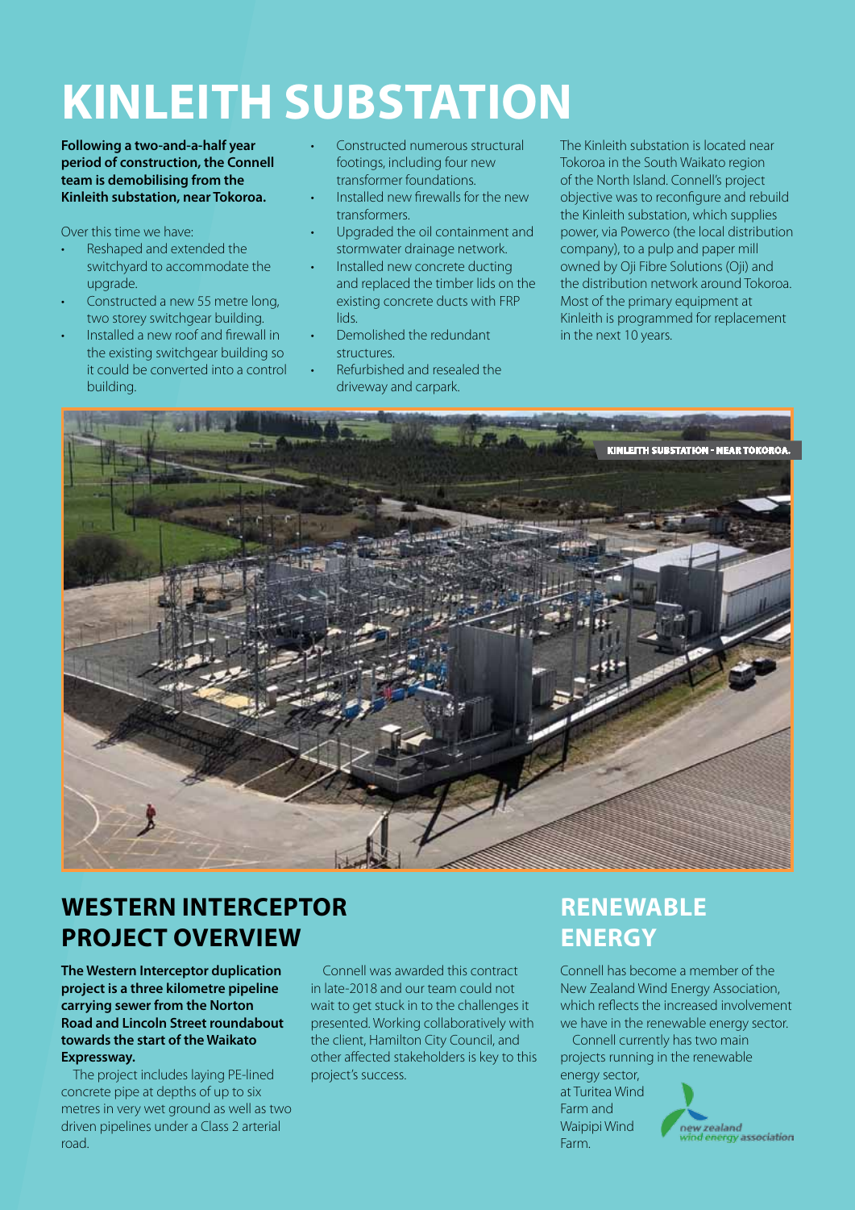# KINLEITH SUBSTATION

**Following a two-and-a-half year period of construction, the Connell team is demobilising from the Kinleith substation, near Tokoroa.**

Over this time we have:

- Reshaped and extended the switchyard to accommodate the upgrade.
- Constructed a new 55 metre long, two storey switchgear building.
- Installed a new roof and firewall in the existing switchgear building so it could be converted into a control building.
- Constructed numerous structural footings, including four new transformer foundations.
- Installed new firewalls for the new transformers.
- Upgraded the oil containment and stormwater drainage network.
- Installed new concrete ducting and replaced the timber lids on the existing concrete ducts with FRP lids.
- Demolished the redundant structures.
- Refurbished and resealed the driveway and carpark.

The Kinleith substation is located near Tokoroa in the South Waikato region of the North Island. Connell's project objective was to reconfigure and rebuild the Kinleith substation, which supplies power, via Powerco (the local distribution company), to a pulp and paper mill owned by Oji Fibre Solutions (Oji) and the distribution network around Tokoroa. Most of the primary equipment at Kinleith is programmed for replacement in the next 10 years.

KINLEITH SUBSTATION - NEAR TOKOROA.

## WESTERN INTERCEPTOR PROJECT OVERVIEW

**The Western Interceptor duplication project is a three kilometre pipeline carrying sewer from the Norton Road and Lincoln Street roundabout towards the start of the Waikato Expressway.**

The project includes laying PE-lined concrete pipe at depths of up to six metres in very wet ground as well as two driven pipelines under a Class 2 arterial road.

Connell was awarded this contract in late-2018 and our team could not wait to get stuck in to the challenges it presented. Working collaboratively with the client, Hamilton City Council, and other affected stakeholders is key to this project's success.

## RENEWABLE ENERGY

Connell has become a member of the New Zealand Wind Energy Association, which reflects the increased involvement we have in the renewable energy sector.

Connell currently has two main projects running in the renewable energy sector, at Turitea Wind Farm and Waipipi Wind Farm.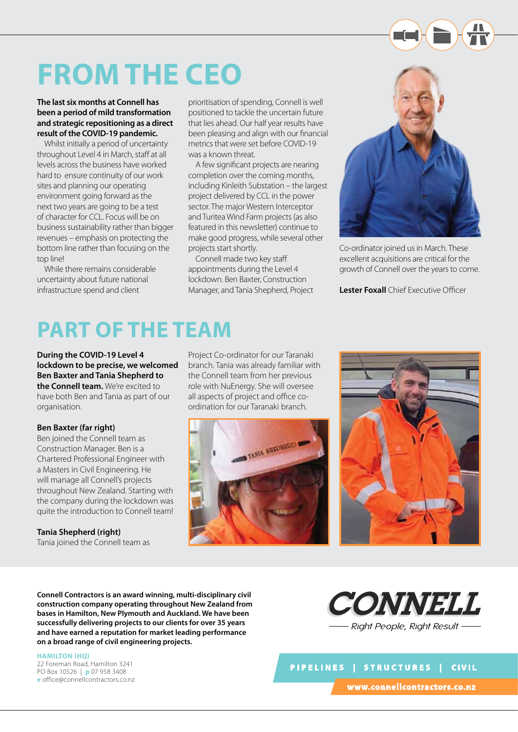# FROM THE CEO

**The last six months at Connell has been a period of mild transformation and strategic repositioning as a direct result of the COVID-19 pandemic.**

Whilst initially a period of uncertainty throughout Level 4 in March, staff at all levels across the business have worked hard to ensure continuity of our work sites and planning our operating environment going forward as the next two years are going to be a test of character for CCL. Focus will be on business sustainability rather than bigger revenues – emphasis on protecting the bottom line rather than focusing on the top line!

While there remains considerable uncertainty about future national infrastructure spend and client prioritisation of spending, Connell is well positioned to tackle the uncertain future that lies ahead. Our half year results have been pleasing and align with our financial metrics that were set before COVID-19 was a known threat.

A few significant projects are nearing completion over the coming months, including Kinleith Substation – the largest project delivered by CCL in the power sector. The major Western Interceptor and Turitea Wind Farm projects (as also featured in this newsletter) continue to make good progress, while several other projects start shortly.

Connell made two key staff appointments during the Level 4 lockdown. Ben Baxter, Construction Manager, and Tania Shepherd, Project Co-ordinator joined us in March. These excellent acquisitions are critical for the growth of Connell over the years to come.

**Lester Foxall** Chief Executive Officer

# PART OF THE TEAM

**During the COVID-19 Level 4 lockdown to be precise, we welcomed Ben Baxter and Tania Shepherd to the Connell team.** We're excited to have both Ben and Tania as part of our organisation.

### Ben Baxter (far right)

Ben joined the Connell team as Construction Manager. Ben is a Chartered Professional Engineer with a Masters in Civil Engineering. He will manage all Connell's projects throughout New Zealand. Starting with the company during the lockdown was quite the introduction to Connell team!

### Tania Shepherd (right)

Tania joined the Connell team as Project Co-ordinator for our Taranaki branch. Tania was already familiar with the Connell team from her previous role with NuEnergy. She will oversee all aspects of project and office co-ordination for our Taranaki branch.

**Connell Contractors is an award winning, multi-disciplinary civil construction company operating throughout New Zealand from bases in Hamilton, New Plymouth and Auckland. We have been successfully delivering projects to our clients for over 35 years and have earned a reputation for market leading performance on a broad range of civil engineering projects.**

**HAMILTON (HQ)**
22 Foreman Road, Hamilton 3241
PO Box 10526 | **p** 07 958 3408
**e** office@connellcontractors.co.nz

CONNELL
*Right People, Right Result*

PIPELINES | STRUCTURES | CIVIL

www.connellcontractors.co.nz